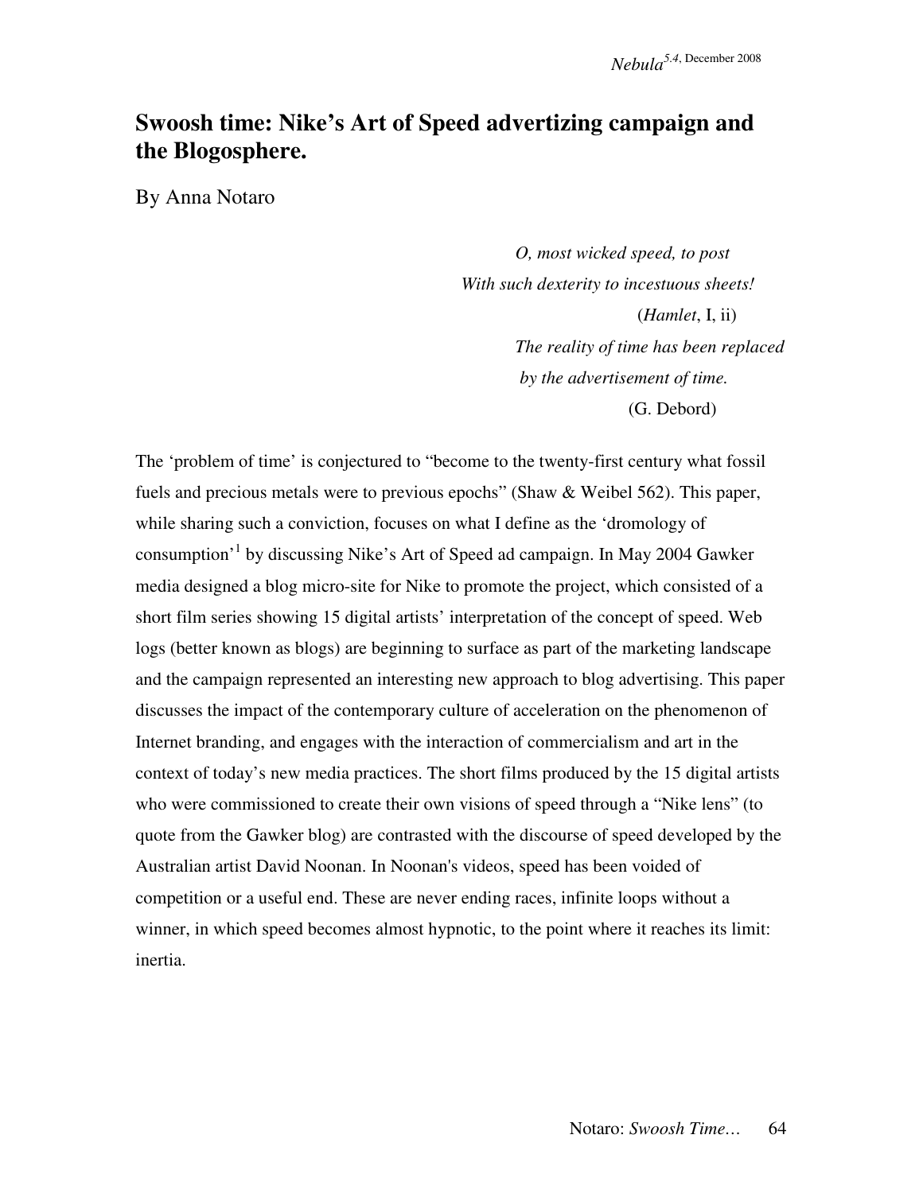# Swoosh time: Nike's Art of Speed advertizing campaign and the Blogosphere.

By Anna Notaro

*O, most wicked speed, to post*
*With such dexterity to incestuous sheets!*
(*Hamlet*, I, ii)

*The reality of time has been replaced*
*by the advertisement of time.*
(G. Debord)

The 'problem of time' is conjectured to "become to the twenty-first century what fossil fuels and precious metals were to previous epochs" (Shaw & Weibel 562). This paper, while sharing such a conviction, focuses on what I define as the 'dromology of consumption'[1] by discussing Nike's Art of Speed ad campaign. In May 2004 Gawker media designed a blog micro-site for Nike to promote the project, which consisted of a short film series showing 15 digital artists' interpretation of the concept of speed. Web logs (better known as blogs) are beginning to surface as part of the marketing landscape and the campaign represented an interesting new approach to blog advertising. This paper discusses the impact of the contemporary culture of acceleration on the phenomenon of Internet branding, and engages with the interaction of commercialism and art in the context of today's new media practices. The short films produced by the 15 digital artists who were commissioned to create their own visions of speed through a "Nike lens" (to quote from the Gawker blog) are contrasted with the discourse of speed developed by the Australian artist David Noonan. In Noonan's videos, speed has been voided of competition or a useful end. These are never ending races, infinite loops without a winner, in which speed becomes almost hypnotic, to the point where it reaches its limit: inertia.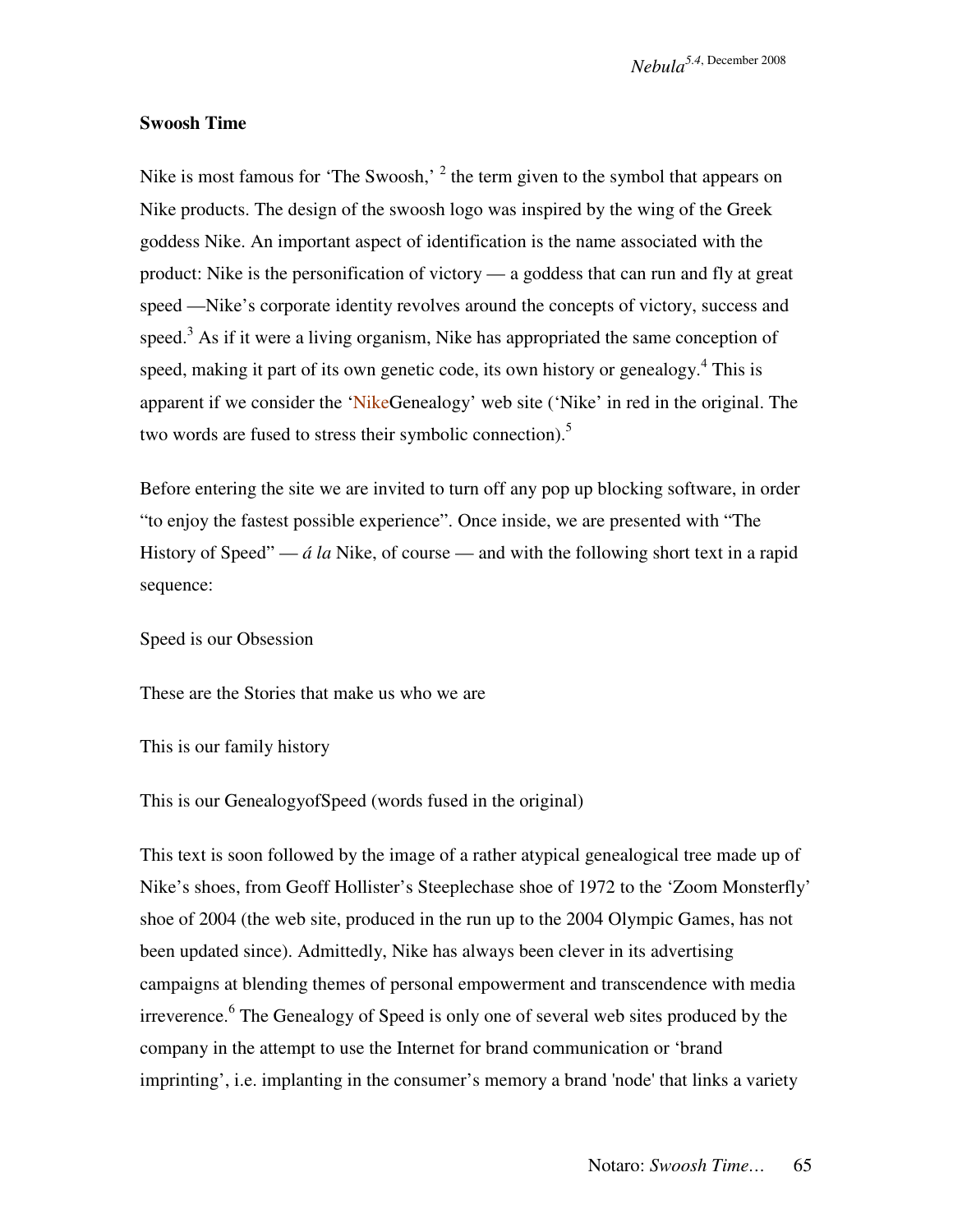## Swoosh Time

Nike is most famous for 'The Swoosh,' [2] the term given to the symbol that appears on Nike products. The design of the swoosh logo was inspired by the wing of the Greek goddess Nike. An important aspect of identification is the name associated with the product: Nike is the personification of victory — a goddess that can run and fly at great speed —Nike's corporate identity revolves around the concepts of victory, success and speed.[3] As if it were a living organism, Nike has appropriated the same conception of speed, making it part of its own genetic code, its own history or genealogy.[4] This is apparent if we consider the 'NikeGenealogy' web site ('Nike' in red in the original. The two words are fused to stress their symbolic connection).[5]

Before entering the site we are invited to turn off any pop up blocking software, in order "to enjoy the fastest possible experience". Once inside, we are presented with "The History of Speed" — *á la* Nike, of course — and with the following short text in a rapid sequence:

Speed is our Obsession

These are the Stories that make us who we are

This is our family history

This is our GenealogyofSpeed (words fused in the original)

This text is soon followed by the image of a rather atypical genealogical tree made up of Nike's shoes, from Geoff Hollister's Steeplechase shoe of 1972 to the 'Zoom Monsterfly' shoe of 2004 (the web site, produced in the run up to the 2004 Olympic Games, has not been updated since). Admittedly, Nike has always been clever in its advertising campaigns at blending themes of personal empowerment and transcendence with media irreverence.[6] The Genealogy of Speed is only one of several web sites produced by the company in the attempt to use the Internet for brand communication or 'brand imprinting', i.e. implanting in the consumer's memory a brand 'node' that links a variety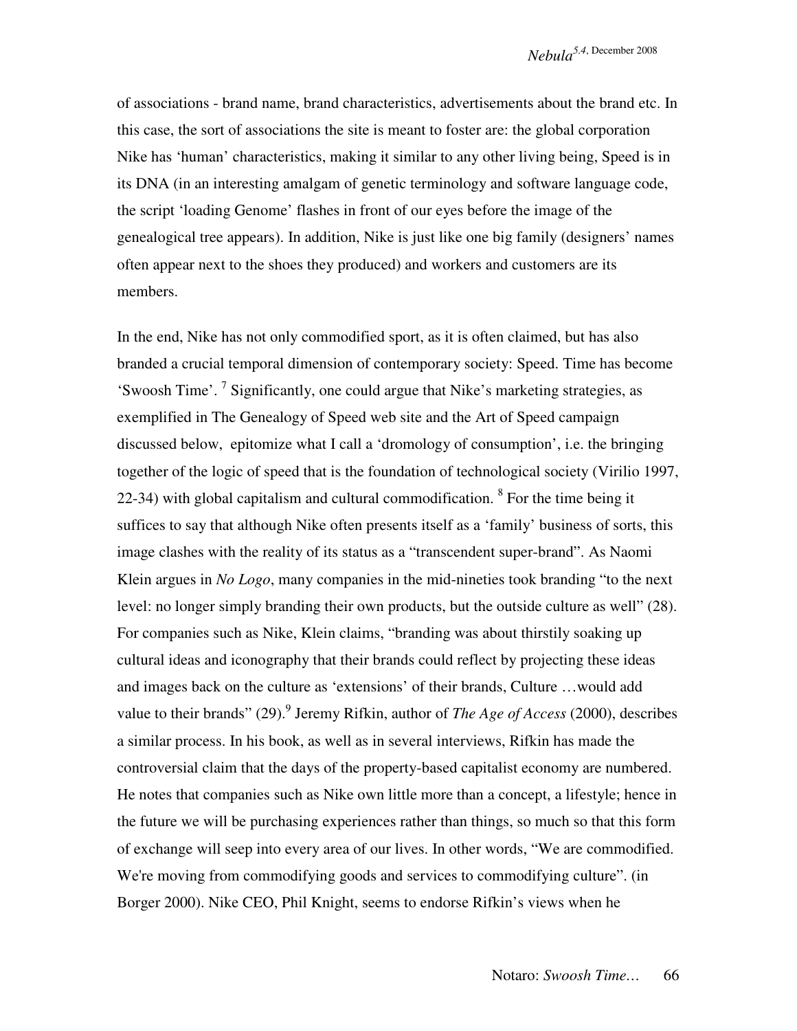of associations - brand name, brand characteristics, advertisements about the brand etc. In this case, the sort of associations the site is meant to foster are: the global corporation Nike has 'human' characteristics, making it similar to any other living being, Speed is in its DNA (in an interesting amalgam of genetic terminology and software language code, the script 'loading Genome' flashes in front of our eyes before the image of the genealogical tree appears). In addition, Nike is just like one big family (designers' names often appear next to the shoes they produced) and workers and customers are its members.

In the end, Nike has not only commodified sport, as it is often claimed, but has also branded a crucial temporal dimension of contemporary society: Speed. Time has become 'Swoosh Time'. [7] Significantly, one could argue that Nike's marketing strategies, as exemplified in The Genealogy of Speed web site and the Art of Speed campaign discussed below, epitomize what I call a 'dromology of consumption', i.e. the bringing together of the logic of speed that is the foundation of technological society (Virilio 1997, 22-34) with global capitalism and cultural commodification. [8] For the time being it suffices to say that although Nike often presents itself as a 'family' business of sorts, this image clashes with the reality of its status as a "transcendent super-brand". As Naomi Klein argues in *No Logo*, many companies in the mid-nineties took branding "to the next level: no longer simply branding their own products, but the outside culture as well" (28). For companies such as Nike, Klein claims, "branding was about thirstily soaking up cultural ideas and iconography that their brands could reflect by projecting these ideas and images back on the culture as 'extensions' of their brands, Culture …would add value to their brands" (29).[9] Jeremy Rifkin, author of *The Age of Access* (2000), describes a similar process. In his book, as well as in several interviews, Rifkin has made the controversial claim that the days of the property-based capitalist economy are numbered. He notes that companies such as Nike own little more than a concept, a lifestyle; hence in the future we will be purchasing experiences rather than things, so much so that this form of exchange will seep into every area of our lives. In other words, "We are commodified. We're moving from commodifying goods and services to commodifying culture". (in Borger 2000). Nike CEO, Phil Knight, seems to endorse Rifkin's views when he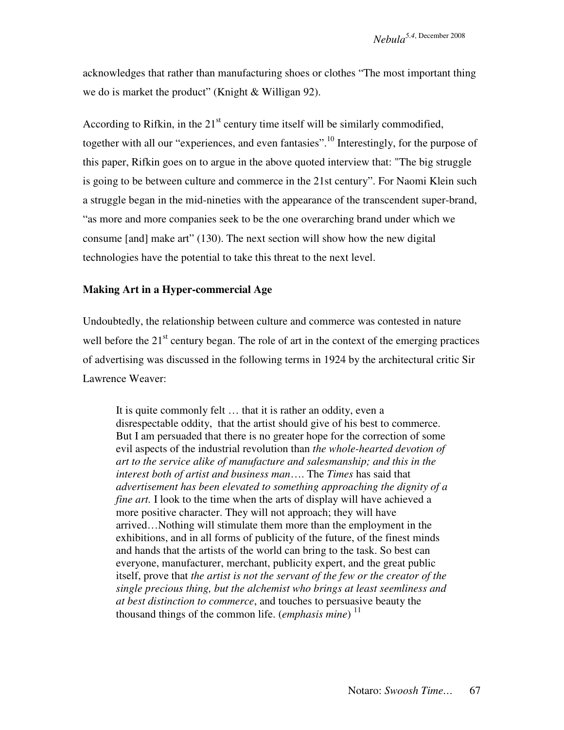acknowledges that rather than manufacturing shoes or clothes "The most important thing we do is market the product" (Knight & Willigan 92).

According to Rifkin, in the 21st century time itself will be similarly commodified, together with all our "experiences, and even fantasies".[10] Interestingly, for the purpose of this paper, Rifkin goes on to argue in the above quoted interview that: "The big struggle is going to be between culture and commerce in the 21st century". For Naomi Klein such a struggle began in the mid-nineties with the appearance of the transcendent super-brand, "as more and more companies seek to be the one overarching brand under which we consume [and] make art" (130). The next section will show how the new digital technologies have the potential to take this threat to the next level.

**Making Art in a Hyper-commercial Age**

Undoubtedly, the relationship between culture and commerce was contested in nature well before the 21st century began. The role of art in the context of the emerging practices of advertising was discussed in the following terms in 1924 by the architectural critic Sir Lawrence Weaver:

> It is quite commonly felt … that it is rather an oddity, even a disrespectable oddity, that the artist should give of his best to commerce. But I am persuaded that there is no greater hope for the correction of some evil aspects of the industrial revolution than *the whole-hearted devotion of art to the service alike of manufacture and salesmanship; and this in the interest both of artist and business man*…. The *Times* has said that *advertisement has been elevated to something approaching the dignity of a fine art.* I look to the time when the arts of display will have achieved a more positive character. They will not approach; they will have arrived…Nothing will stimulate them more than the employment in the exhibitions, and in all forms of publicity of the future, of the finest minds and hands that the artists of the world can bring to the task. So best can everyone, manufacturer, merchant, publicity expert, and the great public itself, prove that *the artist is not the servant of the few or the creator of the single precious thing, but the alchemist who brings at least seemliness and at best distinction to commerce*, and touches to persuasive beauty the thousand things of the common life. (*emphasis mine*) [11]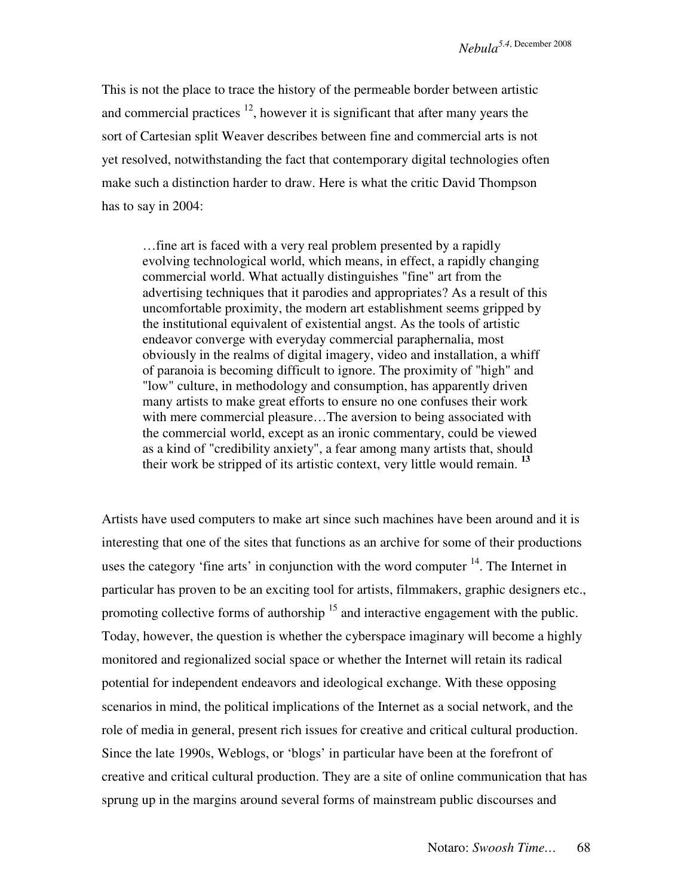This is not the place to trace the history of the permeable border between artistic and commercial practices [12], however it is significant that after many years the sort of Cartesian split Weaver describes between fine and commercial arts is not yet resolved, notwithstanding the fact that contemporary digital technologies often make such a distinction harder to draw. Here is what the critic David Thompson has to say in 2004:

> …fine art is faced with a very real problem presented by a rapidly evolving technological world, which means, in effect, a rapidly changing commercial world. What actually distinguishes "fine" art from the advertising techniques that it parodies and appropriates? As a result of this uncomfortable proximity, the modern art establishment seems gripped by the institutional equivalent of existential angst. As the tools of artistic endeavor converge with everyday commercial paraphernalia, most obviously in the realms of digital imagery, video and installation, a whiff of paranoia is becoming difficult to ignore. The proximity of "high" and "low" culture, in methodology and consumption, has apparently driven many artists to make great efforts to ensure no one confuses their work with mere commercial pleasure…The aversion to being associated with the commercial world, except as an ironic commentary, could be viewed as a kind of "credibility anxiety", a fear among many artists that, should their work be stripped of its artistic context, very little would remain. [13]

Artists have used computers to make art since such machines have been around and it is interesting that one of the sites that functions as an archive for some of their productions uses the category 'fine arts' in conjunction with the word computer [14]. The Internet in particular has proven to be an exciting tool for artists, filmmakers, graphic designers etc., promoting collective forms of authorship [15] and interactive engagement with the public. Today, however, the question is whether the cyberspace imaginary will become a highly monitored and regionalized social space or whether the Internet will retain its radical potential for independent endeavors and ideological exchange. With these opposing scenarios in mind, the political implications of the Internet as a social network, and the role of media in general, present rich issues for creative and critical cultural production. Since the late 1990s, Weblogs, or 'blogs' in particular have been at the forefront of creative and critical cultural production. They are a site of online communication that has sprung up in the margins around several forms of mainstream public discourses and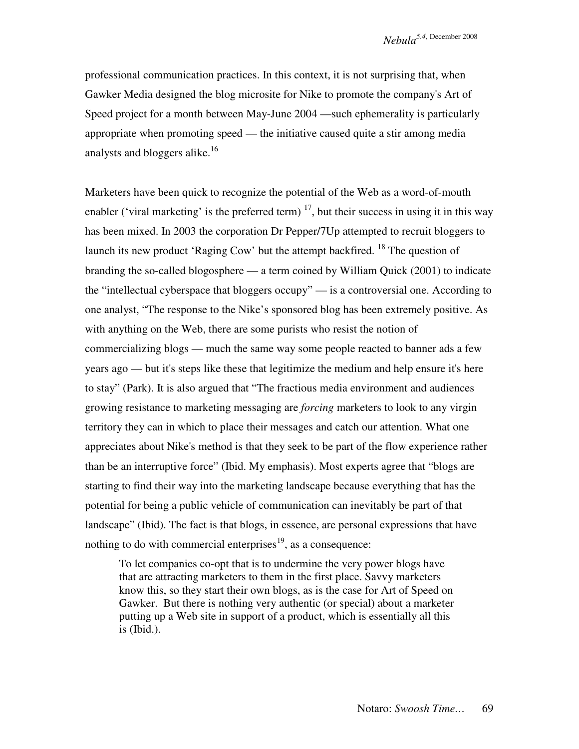professional communication practices. In this context, it is not surprising that, when Gawker Media designed the blog microsite for Nike to promote the company's Art of Speed project for a month between May-June 2004 —such ephemerality is particularly appropriate when promoting speed — the initiative caused quite a stir among media analysts and bloggers alike.[16]

Marketers have been quick to recognize the potential of the Web as a word-of-mouth enabler ('viral marketing' is the preferred term) [17], but their success in using it in this way has been mixed. In 2003 the corporation Dr Pepper/7Up attempted to recruit bloggers to launch its new product 'Raging Cow' but the attempt backfired. [18] The question of branding the so-called blogosphere — a term coined by William Quick (2001) to indicate the "intellectual cyberspace that bloggers occupy" — is a controversial one. According to one analyst, "The response to the Nike's sponsored blog has been extremely positive. As with anything on the Web, there are some purists who resist the notion of commercializing blogs — much the same way some people reacted to banner ads a few years ago — but it's steps like these that legitimize the medium and help ensure it's here to stay" (Park). It is also argued that "The fractious media environment and audiences growing resistance to marketing messaging are *forcing* marketers to look to any virgin territory they can in which to place their messages and catch our attention. What one appreciates about Nike's method is that they seek to be part of the flow experience rather than be an interruptive force" (Ibid. My emphasis). Most experts agree that "blogs are starting to find their way into the marketing landscape because everything that has the potential for being a public vehicle of communication can inevitably be part of that landscape" (Ibid). The fact is that blogs, in essence, are personal expressions that have nothing to do with commercial enterprises[19], as a consequence:

> To let companies co-opt that is to undermine the very power blogs have that are attracting marketers to them in the first place. Savvy marketers know this, so they start their own blogs, as is the case for Art of Speed on Gawker. But there is nothing very authentic (or special) about a marketer putting up a Web site in support of a product, which is essentially all this is (Ibid.).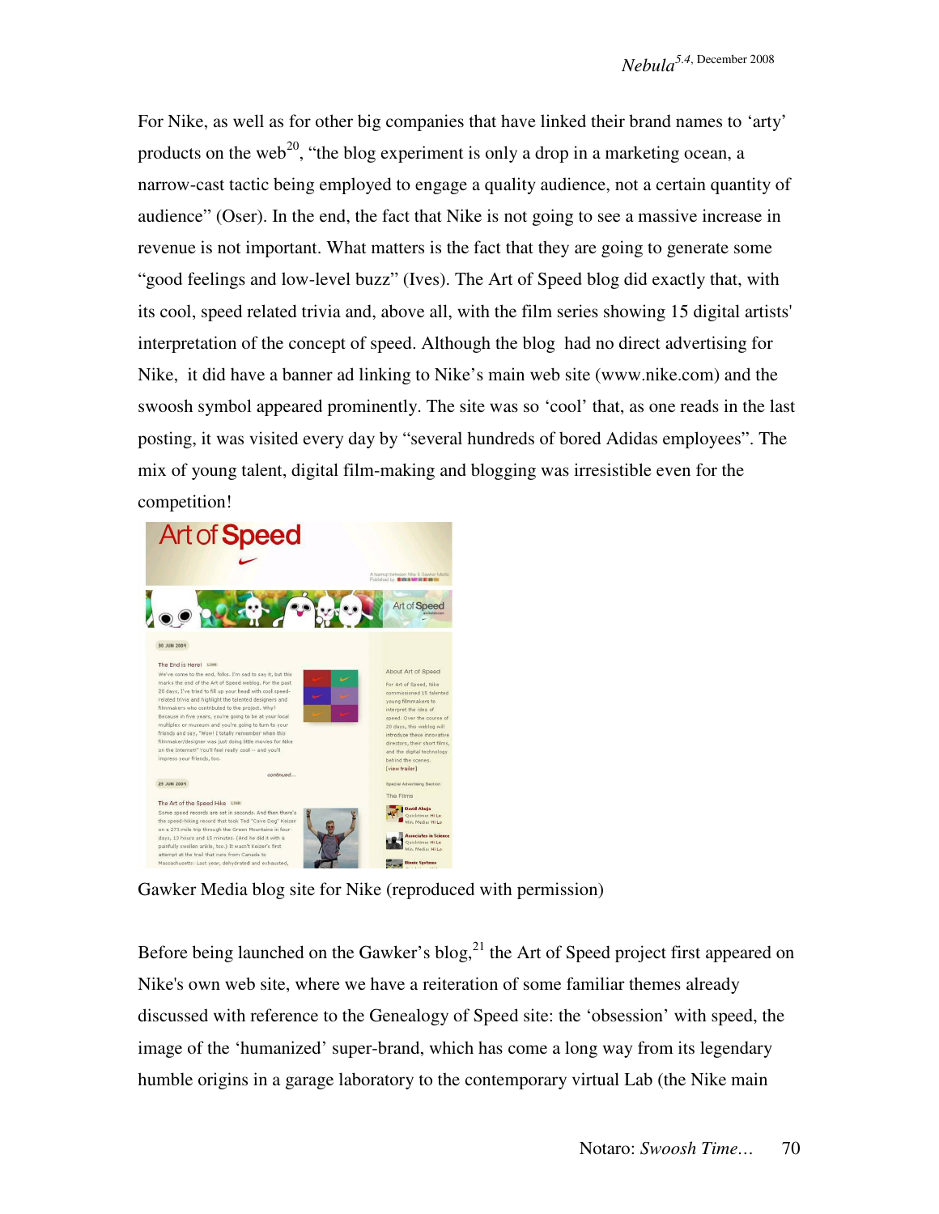For Nike, as well as for other big companies that have linked their brand names to 'arty' products on the web[20], "the blog experiment is only a drop in a marketing ocean, a narrow-cast tactic being employed to engage a quality audience, not a certain quantity of audience" (Oser). In the end, the fact that Nike is not going to see a massive increase in revenue is not important. What matters is the fact that they are going to generate some "good feelings and low-level buzz" (Ives). The Art of Speed blog did exactly that, with its cool, speed related trivia and, above all, with the film series showing 15 digital artists' interpretation of the concept of speed. Although the blog had no direct advertising for Nike, it did have a banner ad linking to Nike's main web site (www.nike.com) and the swoosh symbol appeared prominently. The site was so 'cool' that, as one reads in the last posting, it was visited every day by "several hundreds of bored Adidas employees". The mix of young talent, digital film-making and blogging was irresistible even for the competition!

Gawker Media blog site for Nike (reproduced with permission)

Before being launched on the Gawker's blog,[21] the Art of Speed project first appeared on Nike's own web site, where we have a reiteration of some familiar themes already discussed with reference to the Genealogy of Speed site: the 'obsession' with speed, the image of the 'humanized' super-brand, which has come a long way from its legendary humble origins in a garage laboratory to the contemporary virtual Lab (the Nike main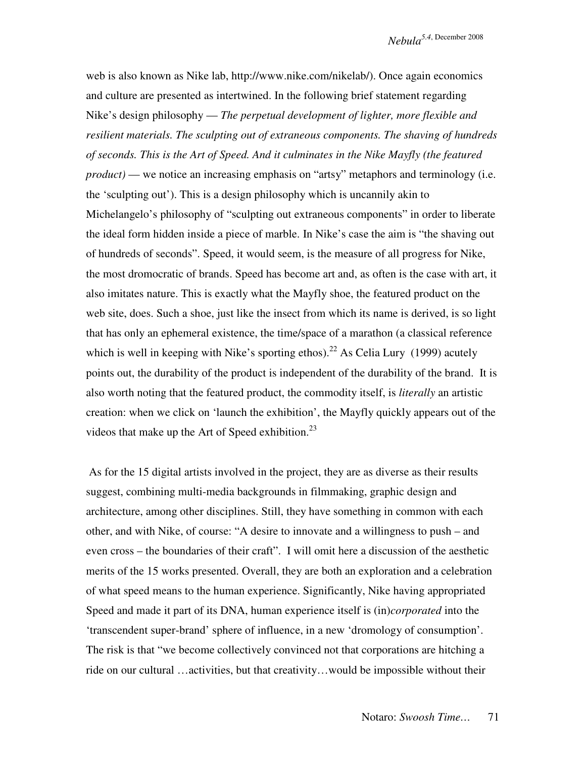web is also known as Nike lab, http://www.nike.com/nikelab/). Once again economics and culture are presented as intertwined. In the following brief statement regarding Nike's design philosophy — *The perpetual development of lighter, more flexible and resilient materials. The sculpting out of extraneous components. The shaving of hundreds of seconds. This is the Art of Speed. And it culminates in the Nike Mayfly (the featured product)* — we notice an increasing emphasis on "artsy" metaphors and terminology (i.e. the 'sculpting out'). This is a design philosophy which is uncannily akin to Michelangelo's philosophy of "sculpting out extraneous components" in order to liberate the ideal form hidden inside a piece of marble. In Nike's case the aim is "the shaving out of hundreds of seconds". Speed, it would seem, is the measure of all progress for Nike, the most dromocratic of brands. Speed has become art and, as often is the case with art, it also imitates nature. This is exactly what the Mayfly shoe, the featured product on the web site, does. Such a shoe, just like the insect from which its name is derived, is so light that has only an ephemeral existence, the time/space of a marathon (a classical reference which is well in keeping with Nike's sporting ethos).[22] As Celia Lury (1999) acutely points out, the durability of the product is independent of the durability of the brand. It is also worth noting that the featured product, the commodity itself, is *literally* an artistic creation: when we click on 'launch the exhibition', the Mayfly quickly appears out of the videos that make up the Art of Speed exhibition.[23]

As for the 15 digital artists involved in the project, they are as diverse as their results suggest, combining multi-media backgrounds in filmmaking, graphic design and architecture, among other disciplines. Still, they have something in common with each other, and with Nike, of course: "A desire to innovate and a willingness to push – and even cross – the boundaries of their craft". I will omit here a discussion of the aesthetic merits of the 15 works presented. Overall, they are both an exploration and a celebration of what speed means to the human experience. Significantly, Nike having appropriated Speed and made it part of its DNA, human experience itself is (in)*corporated* into the 'transcendent super-brand' sphere of influence, in a new 'dromology of consumption'. The risk is that "we become collectively convinced not that corporations are hitching a ride on our cultural …activities, but that creativity…would be impossible without their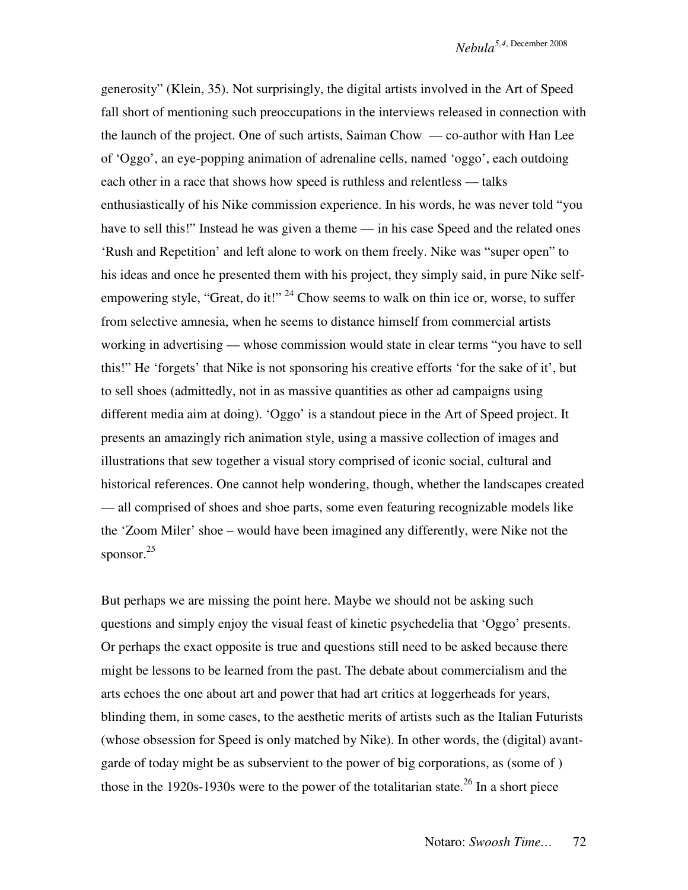generosity" (Klein, 35). Not surprisingly, the digital artists involved in the Art of Speed fall short of mentioning such preoccupations in the interviews released in connection with the launch of the project. One of such artists, Saiman Chow — co-author with Han Lee of 'Oggo', an eye-popping animation of adrenaline cells, named 'oggo', each outdoing each other in a race that shows how speed is ruthless and relentless — talks enthusiastically of his Nike commission experience. In his words, he was never told "you have to sell this!" Instead he was given a theme — in his case Speed and the related ones 'Rush and Repetition' and left alone to work on them freely. Nike was "super open" to his ideas and once he presented them with his project, they simply said, in pure Nike self-empowering style, "Great, do it!" [24] Chow seems to walk on thin ice or, worse, to suffer from selective amnesia, when he seems to distance himself from commercial artists working in advertising — whose commission would state in clear terms "you have to sell this!" He 'forgets' that Nike is not sponsoring his creative efforts 'for the sake of it', but to sell shoes (admittedly, not in as massive quantities as other ad campaigns using different media aim at doing). 'Oggo' is a standout piece in the Art of Speed project. It presents an amazingly rich animation style, using a massive collection of images and illustrations that sew together a visual story comprised of iconic social, cultural and historical references. One cannot help wondering, though, whether the landscapes created — all comprised of shoes and shoe parts, some even featuring recognizable models like the 'Zoom Miler' shoe – would have been imagined any differently, were Nike not the sponsor.[25]

But perhaps we are missing the point here. Maybe we should not be asking such questions and simply enjoy the visual feast of kinetic psychedelia that 'Oggo' presents. Or perhaps the exact opposite is true and questions still need to be asked because there might be lessons to be learned from the past. The debate about commercialism and the arts echoes the one about art and power that had art critics at loggerheads for years, blinding them, in some cases, to the aesthetic merits of artists such as the Italian Futurists (whose obsession for Speed is only matched by Nike). In other words, the (digital) avant-garde of today might be as subservient to the power of big corporations, as (some of ) those in the 1920s-1930s were to the power of the totalitarian state.[26] In a short piece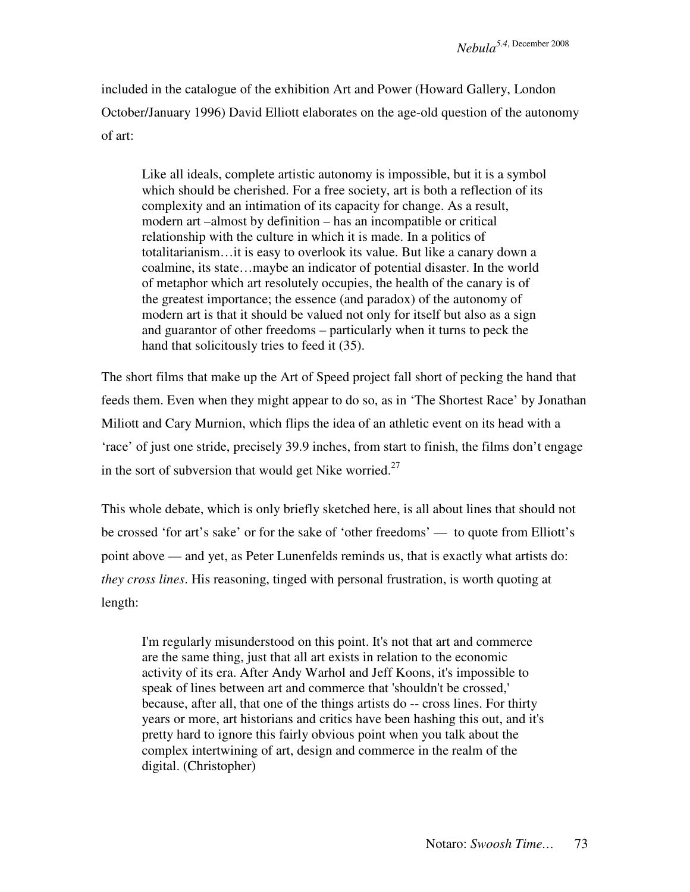included in the catalogue of the exhibition Art and Power (Howard Gallery, London October/January 1996) David Elliott elaborates on the age-old question of the autonomy of art:

> Like all ideals, complete artistic autonomy is impossible, but it is a symbol which should be cherished. For a free society, art is both a reflection of its complexity and an intimation of its capacity for change. As a result, modern art –almost by definition – has an incompatible or critical relationship with the culture in which it is made. In a politics of totalitarianism…it is easy to overlook its value. But like a canary down a coalmine, its state…maybe an indicator of potential disaster. In the world of metaphor which art resolutely occupies, the health of the canary is of the greatest importance; the essence (and paradox) of the autonomy of modern art is that it should be valued not only for itself but also as a sign and guarantor of other freedoms – particularly when it turns to peck the hand that solicitously tries to feed it (35).

The short films that make up the Art of Speed project fall short of pecking the hand that feeds them. Even when they might appear to do so, as in 'The Shortest Race' by Jonathan Miliott and Cary Murnion, which flips the idea of an athletic event on its head with a 'race' of just one stride, precisely 39.9 inches, from start to finish, the films don't engage in the sort of subversion that would get Nike worried.[27]

This whole debate, which is only briefly sketched here, is all about lines that should not be crossed 'for art's sake' or for the sake of 'other freedoms' — to quote from Elliott's point above — and yet, as Peter Lunenfelds reminds us, that is exactly what artists do: *they cross lines*. His reasoning, tinged with personal frustration, is worth quoting at length:

> I'm regularly misunderstood on this point. It's not that art and commerce are the same thing, just that all art exists in relation to the economic activity of its era. After Andy Warhol and Jeff Koons, it's impossible to speak of lines between art and commerce that 'shouldn't be crossed,' because, after all, that one of the things artists do -- cross lines. For thirty years or more, art historians and critics have been hashing this out, and it's pretty hard to ignore this fairly obvious point when you talk about the complex intertwining of art, design and commerce in the realm of the digital. (Christopher)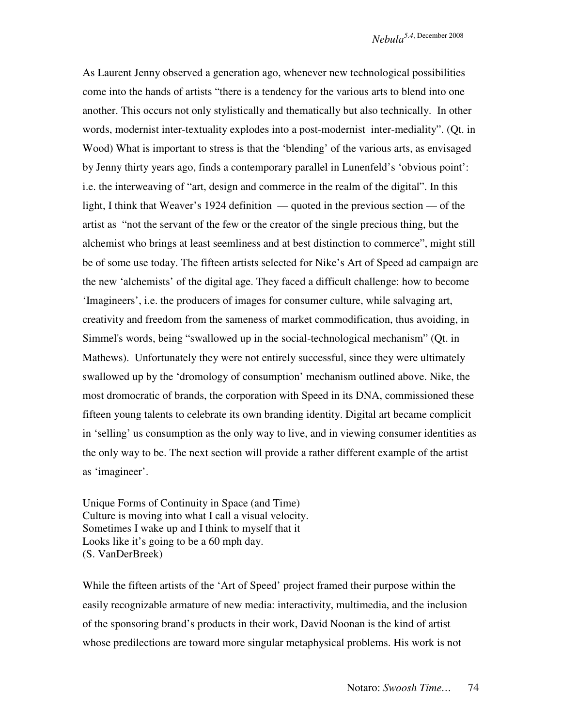As Laurent Jenny observed a generation ago, whenever new technological possibilities come into the hands of artists "there is a tendency for the various arts to blend into one another. This occurs not only stylistically and thematically but also technically. In other words, modernist inter-textuality explodes into a post-modernist inter-mediality". (Qt. in Wood) What is important to stress is that the 'blending' of the various arts, as envisaged by Jenny thirty years ago, finds a contemporary parallel in Lunenfeld's 'obvious point': i.e. the interweaving of "art, design and commerce in the realm of the digital". In this light, I think that Weaver's 1924 definition — quoted in the previous section — of the artist as "not the servant of the few or the creator of the single precious thing, but the alchemist who brings at least seemliness and at best distinction to commerce", might still be of some use today. The fifteen artists selected for Nike's Art of Speed ad campaign are the new 'alchemists' of the digital age. They faced a difficult challenge: how to become 'Imagineers', i.e. the producers of images for consumer culture, while salvaging art, creativity and freedom from the sameness of market commodification, thus avoiding, in Simmel's words, being "swallowed up in the social-technological mechanism" (Qt. in Mathews). Unfortunately they were not entirely successful, since they were ultimately swallowed up by the 'dromology of consumption' mechanism outlined above. Nike, the most dromocratic of brands, the corporation with Speed in its DNA, commissioned these fifteen young talents to celebrate its own branding identity. Digital art became complicit in 'selling' us consumption as the only way to live, and in viewing consumer identities as the only way to be. The next section will provide a rather different example of the artist as 'imagineer'.

## Unique Forms of Continuity in Space (and Time)

Culture is moving into what I call a visual velocity.
Sometimes I wake up and I think to myself that it
Looks like it's going to be a 60 mph day.
(S. VanDerBreek)

While the fifteen artists of the 'Art of Speed' project framed their purpose within the easily recognizable armature of new media: interactivity, multimedia, and the inclusion of the sponsoring brand's products in their work, David Noonan is the kind of artist whose predilections are toward more singular metaphysical problems. His work is not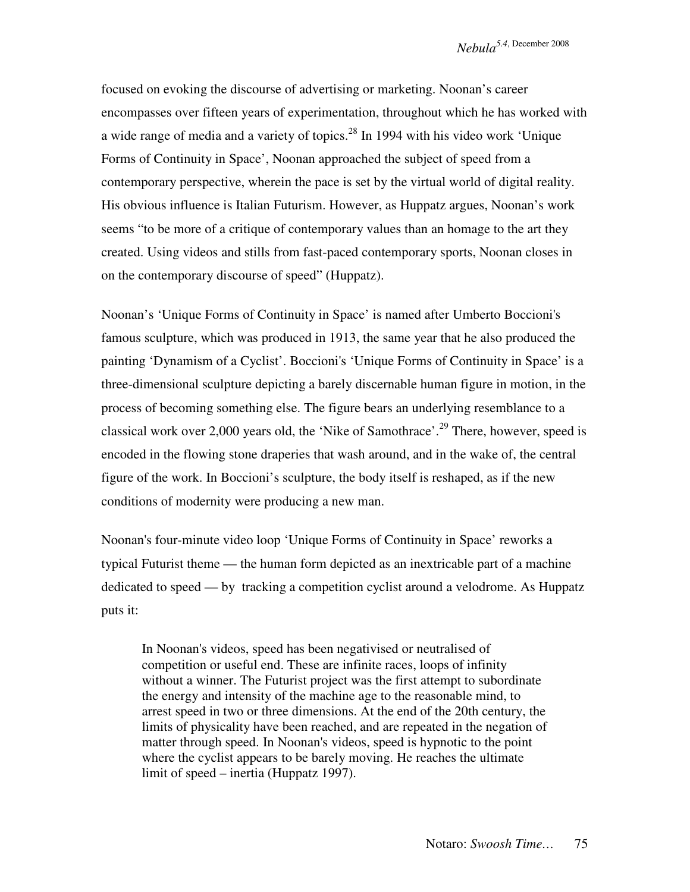focused on evoking the discourse of advertising or marketing. Noonan's career encompasses over fifteen years of experimentation, throughout which he has worked with a wide range of media and a variety of topics.[28] In 1994 with his video work 'Unique Forms of Continuity in Space', Noonan approached the subject of speed from a contemporary perspective, wherein the pace is set by the virtual world of digital reality. His obvious influence is Italian Futurism. However, as Huppatz argues, Noonan's work seems "to be more of a critique of contemporary values than an homage to the art they created. Using videos and stills from fast-paced contemporary sports, Noonan closes in on the contemporary discourse of speed" (Huppatz).

Noonan's 'Unique Forms of Continuity in Space' is named after Umberto Boccioni's famous sculpture, which was produced in 1913, the same year that he also produced the painting 'Dynamism of a Cyclist'. Boccioni's 'Unique Forms of Continuity in Space' is a three-dimensional sculpture depicting a barely discernable human figure in motion, in the process of becoming something else. The figure bears an underlying resemblance to a classical work over 2,000 years old, the 'Nike of Samothrace'.[29] There, however, speed is encoded in the flowing stone draperies that wash around, and in the wake of, the central figure of the work. In Boccioni's sculpture, the body itself is reshaped, as if the new conditions of modernity were producing a new man.

Noonan's four-minute video loop 'Unique Forms of Continuity in Space' reworks a typical Futurist theme — the human form depicted as an inextricable part of a machine dedicated to speed — by tracking a competition cyclist around a velodrome. As Huppatz puts it:

> In Noonan's videos, speed has been negativised or neutralised of competition or useful end. These are infinite races, loops of infinity without a winner. The Futurist project was the first attempt to subordinate the energy and intensity of the machine age to the reasonable mind, to arrest speed in two or three dimensions. At the end of the 20th century, the limits of physicality have been reached, and are repeated in the negation of matter through speed. In Noonan's videos, speed is hypnotic to the point where the cyclist appears to be barely moving. He reaches the ultimate limit of speed – inertia (Huppatz 1997).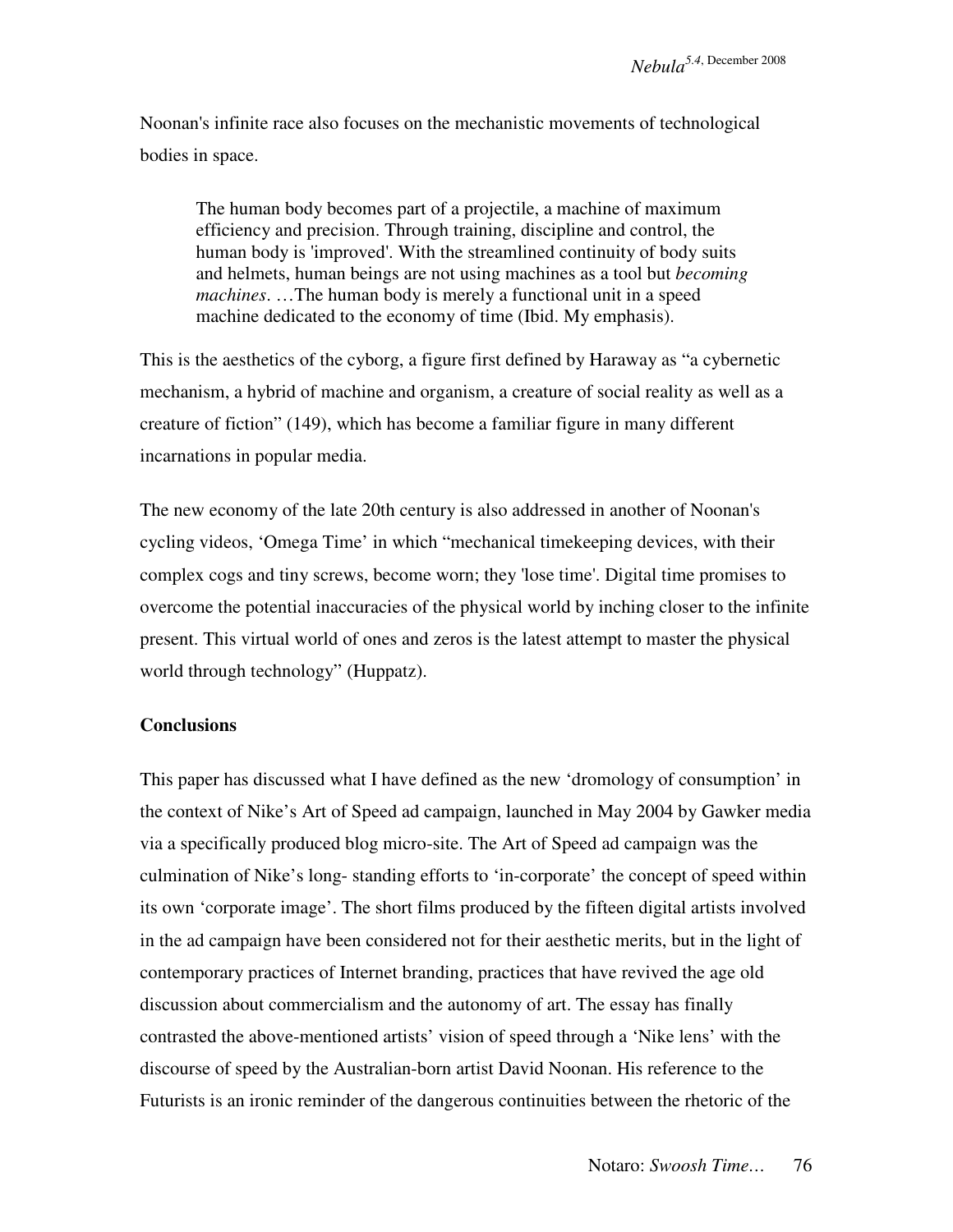Noonan's infinite race also focuses on the mechanistic movements of technological bodies in space.

> The human body becomes part of a projectile, a machine of maximum efficiency and precision. Through training, discipline and control, the human body is 'improved'. With the streamlined continuity of body suits and helmets, human beings are not using machines as a tool but *becoming machines*. …The human body is merely a functional unit in a speed machine dedicated to the economy of time (Ibid. My emphasis).

This is the aesthetics of the cyborg, a figure first defined by Haraway as "a cybernetic mechanism, a hybrid of machine and organism, a creature of social reality as well as a creature of fiction" (149), which has become a familiar figure in many different incarnations in popular media.

The new economy of the late 20th century is also addressed in another of Noonan's cycling videos, 'Omega Time' in which "mechanical timekeeping devices, with their complex cogs and tiny screws, become worn; they 'lose time'. Digital time promises to overcome the potential inaccuracies of the physical world by inching closer to the infinite present. This virtual world of ones and zeros is the latest attempt to master the physical world through technology" (Huppatz).

**Conclusions**

This paper has discussed what I have defined as the new 'dromology of consumption' in the context of Nike's Art of Speed ad campaign, launched in May 2004 by Gawker media via a specifically produced blog micro-site. The Art of Speed ad campaign was the culmination of Nike's long- standing efforts to 'in-corporate' the concept of speed within its own 'corporate image'. The short films produced by the fifteen digital artists involved in the ad campaign have been considered not for their aesthetic merits, but in the light of contemporary practices of Internet branding, practices that have revived the age old discussion about commercialism and the autonomy of art. The essay has finally contrasted the above-mentioned artists' vision of speed through a 'Nike lens' with the discourse of speed by the Australian-born artist David Noonan. His reference to the Futurists is an ironic reminder of the dangerous continuities between the rhetoric of the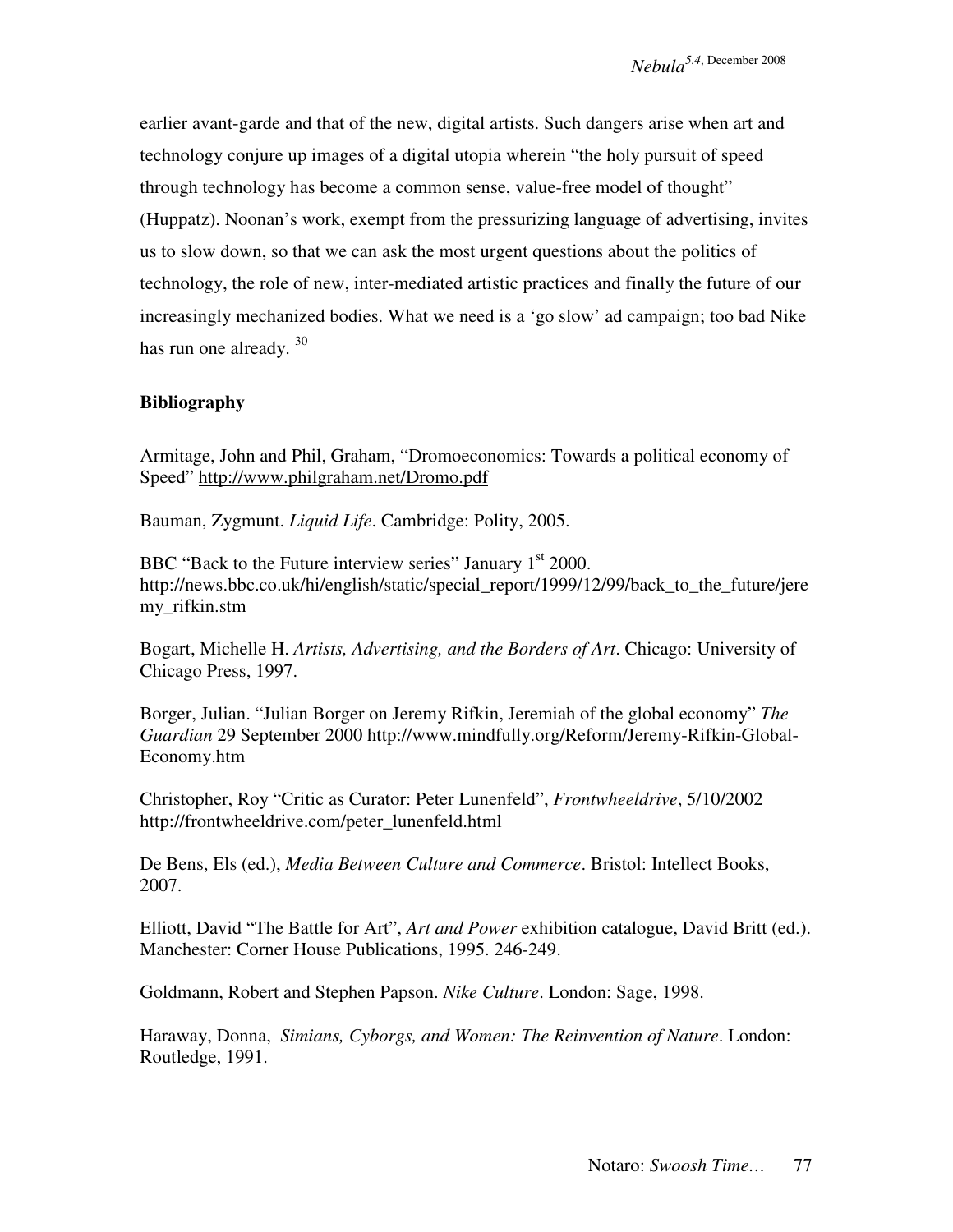earlier avant-garde and that of the new, digital artists. Such dangers arise when art and technology conjure up images of a digital utopia wherein "the holy pursuit of speed through technology has become a common sense, value-free model of thought" (Huppatz). Noonan's work, exempt from the pressurizing language of advertising, invites us to slow down, so that we can ask the most urgent questions about the politics of technology, the role of new, inter-mediated artistic practices and finally the future of our increasingly mechanized bodies. What we need is a 'go slow' ad campaign; too bad Nike has run one already. [30]

**Bibliography**

Armitage, John and Phil, Graham, "Dromoeconomics: Towards a political economy of Speed" http://www.philgraham.net/Dromo.pdf

Bauman, Zygmunt. *Liquid Life*. Cambridge: Polity, 2005.

BBC "Back to the Future interview series" January 1st 2000. http://news.bbc.co.uk/hi/english/static/special_report/1999/12/99/back_to_the_future/jeremy_rifkin.stm

Bogart, Michelle H. *Artists, Advertising, and the Borders of Art*. Chicago: University of Chicago Press, 1997.

Borger, Julian. "Julian Borger on Jeremy Rifkin, Jeremiah of the global economy" *The Guardian* 29 September 2000 http://www.mindfully.org/Reform/Jeremy-Rifkin-Global-Economy.htm

Christopher, Roy "Critic as Curator: Peter Lunenfeld", *Frontwheeldrive*, 5/10/2002 http://frontwheeldrive.com/peter_lunenfeld.html

De Bens, Els (ed.), *Media Between Culture and Commerce*. Bristol: Intellect Books, 2007.

Elliott, David "The Battle for Art", *Art and Power* exhibition catalogue, David Britt (ed.). Manchester: Corner House Publications, 1995. 246-249.

Goldmann, Robert and Stephen Papson. *Nike Culture*. London: Sage, 1998.

Haraway, Donna, *Simians, Cyborgs, and Women: The Reinvention of Nature*. London: Routledge, 1991.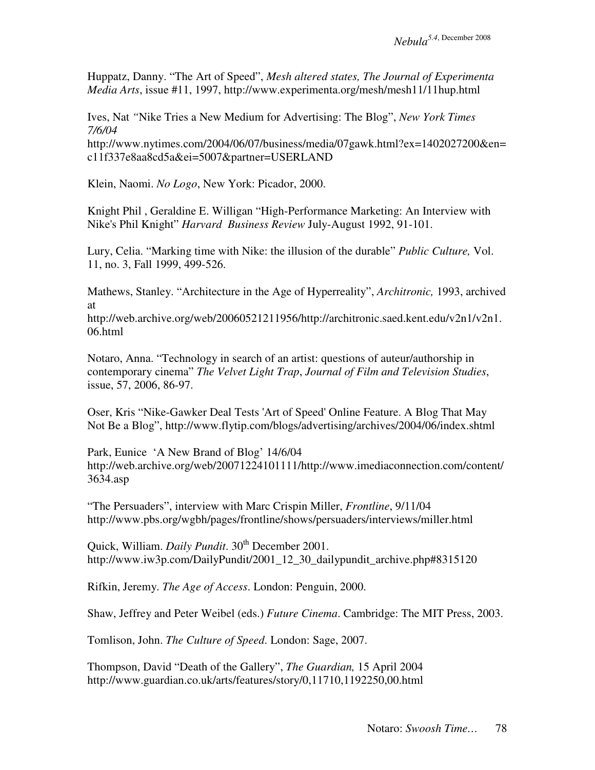Huppatz, Danny. "The Art of Speed", *Mesh altered states, The Journal of Experimenta Media Arts*, issue #11, 1997, http://www.experimenta.org/mesh/mesh11/11hup.html

Ives, Nat "Nike Tries a New Medium for Advertising: The Blog", *New York Times 7/6/04* http://www.nytimes.com/2004/06/07/business/media/07gawk.html?ex=1402027200&en=c11f337e8aa8cd5a&ei=5007&partner=USERLAND

Klein, Naomi. *No Logo*, New York: Picador, 2000.

Knight Phil , Geraldine E. Willigan "High-Performance Marketing: An Interview with Nike's Phil Knight" *Harvard Business Review* July-August 1992, 91-101.

Lury, Celia. "Marking time with Nike: the illusion of the durable" *Public Culture,* Vol. 11, no. 3, Fall 1999, 499-526.

Mathews, Stanley. "Architecture in the Age of Hyperreality", *Architronic,* 1993, archived at http://web.archive.org/web/20060521211956/http://architronic.saed.kent.edu/v2n1/v2n1.06.html

Notaro, Anna. "Technology in search of an artist: questions of auteur/authorship in contemporary cinema" *The Velvet Light Trap*, *Journal of Film and Television Studies*, issue, 57, 2006, 86-97.

Oser, Kris "Nike-Gawker Deal Tests 'Art of Speed' Online Feature. A Blog That May Not Be a Blog", http://www.flytip.com/blogs/advertising/archives/2004/06/index.shtml

Park, Eunice 'A New Brand of Blog' 14/6/04 http://web.archive.org/web/20071224101111/http://www.imediaconnection.com/content/3634.asp

"The Persuaders", interview with Marc Crispin Miller, *Frontline*, 9/11/04 http://www.pbs.org/wgbh/pages/frontline/shows/persuaders/interviews/miller.html

Quick, William. *Daily Pundit*. 30th December 2001. http://www.iw3p.com/DailyPundit/2001_12_30_dailypundit_archive.php#8315120

Rifkin, Jeremy. *The Age of Access*. London: Penguin, 2000.

Shaw, Jeffrey and Peter Weibel (eds.) *Future Cinema*. Cambridge: The MIT Press, 2003.

Tomlison, John. *The Culture of Speed*. London: Sage, 2007.

Thompson, David "Death of the Gallery", *The Guardian,* 15 April 2004 http://www.guardian.co.uk/arts/features/story/0,11710,1192250,00.html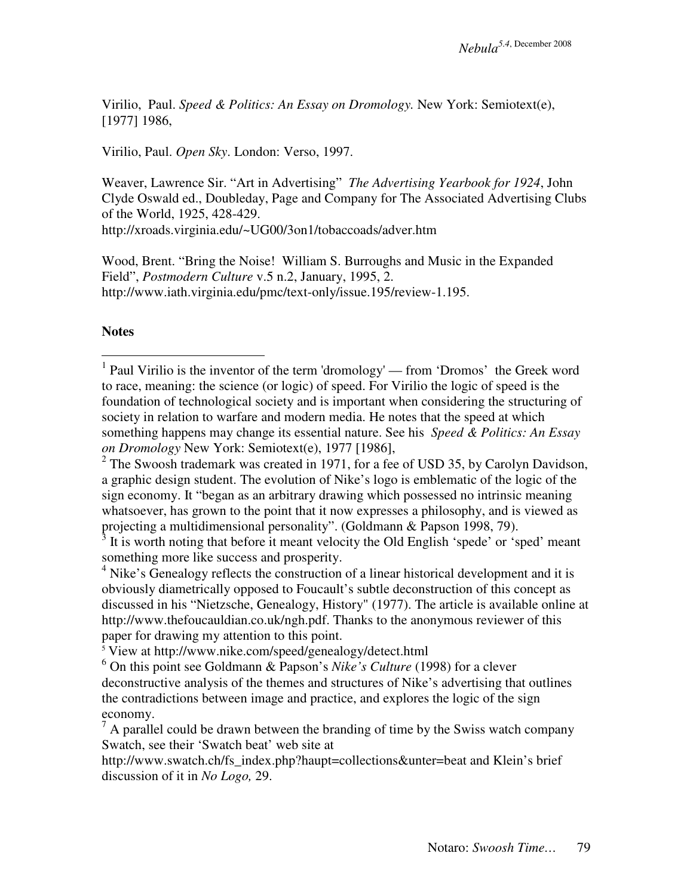Virilio, Paul. *Speed & Politics: An Essay on Dromology.* New York: Semiotext(e), [1977] 1986,

Virilio, Paul. *Open Sky*. London: Verso, 1997.

Weaver, Lawrence Sir. "Art in Advertising" *The Advertising Yearbook for 1924*, John Clyde Oswald ed., Doubleday, Page and Company for The Associated Advertising Clubs of the World, 1925, 428-429.
http://xroads.virginia.edu/~UG00/3on1/tobaccoads/adver.htm

Wood, Brent. "Bring the Noise! William S. Burroughs and Music in the Expanded Field", *Postmodern Culture* v.5 n.2, January, 1995, 2.
http://www.iath.virginia.edu/pmc/text-only/issue.195/review-1.195.

**Notes**

---

[1] Paul Virilio is the inventor of the term 'dromology' — from 'Dromos' the Greek word to race, meaning: the science (or logic) of speed. For Virilio the logic of speed is the foundation of technological society and is important when considering the structuring of society in relation to warfare and modern media. He notes that the speed at which something happens may change its essential nature. See his *Speed & Politics: An Essay on Dromology* New York: Semiotext(e), 1977 [1986],

[2] The Swoosh trademark was created in 1971, for a fee of USD 35, by Carolyn Davidson, a graphic design student. The evolution of Nike's logo is emblematic of the logic of the sign economy. It "began as an arbitrary drawing which possessed no intrinsic meaning whatsoever, has grown to the point that it now expresses a philosophy, and is viewed as projecting a multidimensional personality". (Goldmann & Papson 1998, 79).

[3] It is worth noting that before it meant velocity the Old English 'spede' or 'sped' meant something more like success and prosperity.

[4] Nike's Genealogy reflects the construction of a linear historical development and it is obviously diametrically opposed to Foucault's subtle deconstruction of this concept as discussed in his "Nietzsche, Genealogy, History" (1977). The article is available online at http://www.thefoucauldian.co.uk/ngh.pdf. Thanks to the anonymous reviewer of this paper for drawing my attention to this point.

[5] View at http://www.nike.com/speed/genealogy/detect.html

[6] On this point see Goldmann & Papson's *Nike's Culture* (1998) for a clever deconstructive analysis of the themes and structures of Nike's advertising that outlines the contradictions between image and practice, and explores the logic of the sign economy.

[7] A parallel could be drawn between the branding of time by the Swiss watch company Swatch, see their 'Swatch beat' web site at
http://www.swatch.ch/fs_index.php?haupt=collections&unter=beat and Klein's brief discussion of it in *No Logo,* 29.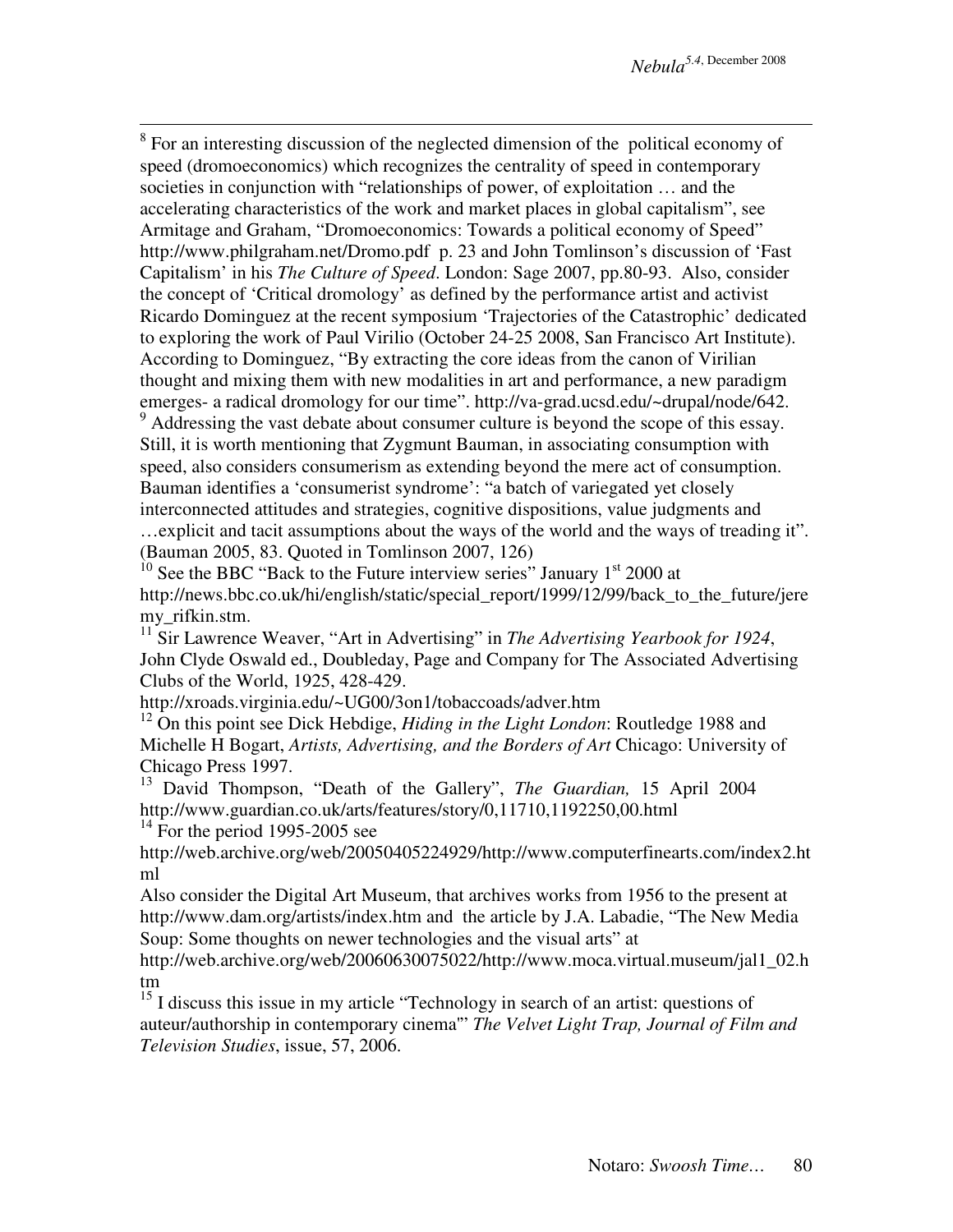[8] For an interesting discussion of the neglected dimension of the political economy of speed (dromoeconomics) which recognizes the centrality of speed in contemporary societies in conjunction with "relationships of power, of exploitation … and the accelerating characteristics of the work and market places in global capitalism", see Armitage and Graham, "Dromoeconomics: Towards a political economy of Speed" http://www.philgraham.net/Dromo.pdf p. 23 and John Tomlinson's discussion of 'Fast Capitalism' in his *The Culture of Speed*. London: Sage 2007, pp.80-93. Also, consider the concept of 'Critical dromology' as defined by the performance artist and activist Ricardo Dominguez at the recent symposium 'Trajectories of the Catastrophic' dedicated to exploring the work of Paul Virilio (October 24-25 2008, San Francisco Art Institute). According to Dominguez, "By extracting the core ideas from the canon of Virilian thought and mixing them with new modalities in art and performance, a new paradigm emerges- a radical dromology for our time". http://va-grad.ucsd.edu/~drupal/node/642.

[9] Addressing the vast debate about consumer culture is beyond the scope of this essay. Still, it is worth mentioning that Zygmunt Bauman, in associating consumption with speed, also considers consumerism as extending beyond the mere act of consumption. Bauman identifies a 'consumerist syndrome': "a batch of variegated yet closely interconnected attitudes and strategies, cognitive dispositions, value judgments and …explicit and tacit assumptions about the ways of the world and the ways of treading it". (Bauman 2005, 83. Quoted in Tomlinson 2007, 126)

[10] See the BBC "Back to the Future interview series" January 1st 2000 at http://news.bbc.co.uk/hi/english/static/special_report/1999/12/99/back_to_the_future/jeremy_rifkin.stm.

[11] Sir Lawrence Weaver, "Art in Advertising" in *The Advertising Yearbook for 1924*, John Clyde Oswald ed., Doubleday, Page and Company for The Associated Advertising Clubs of the World, 1925, 428-429.
http://xroads.virginia.edu/~UG00/3on1/tobaccoads/adver.htm

[12] On this point see Dick Hebdige, *Hiding in the Light London*: Routledge 1988 and Michelle H Bogart, *Artists, Advertising, and the Borders of Art* Chicago: University of Chicago Press 1997.

[13] David Thompson, "Death of the Gallery", *The Guardian,* 15 April 2004 http://www.guardian.co.uk/arts/features/story/0,11710,1192250,00.html

[14] For the period 1995-2005 see
http://web.archive.org/web/20050405224929/http://www.computerfinearts.com/index2.html
Also consider the Digital Art Museum, that archives works from 1956 to the present at http://www.dam.org/artists/index.htm and the article by J.A. Labadie, "The New Media Soup: Some thoughts on newer technologies and the visual arts" at
http://web.archive.org/web/20060630075022/http://www.moca.virtual.museum/jal1_02.htm

[15] I discuss this issue in my article "Technology in search of an artist: questions of auteur/authorship in contemporary cinema"' *The Velvet Light Trap, Journal of Film and Television Studies*, issue, 57, 2006.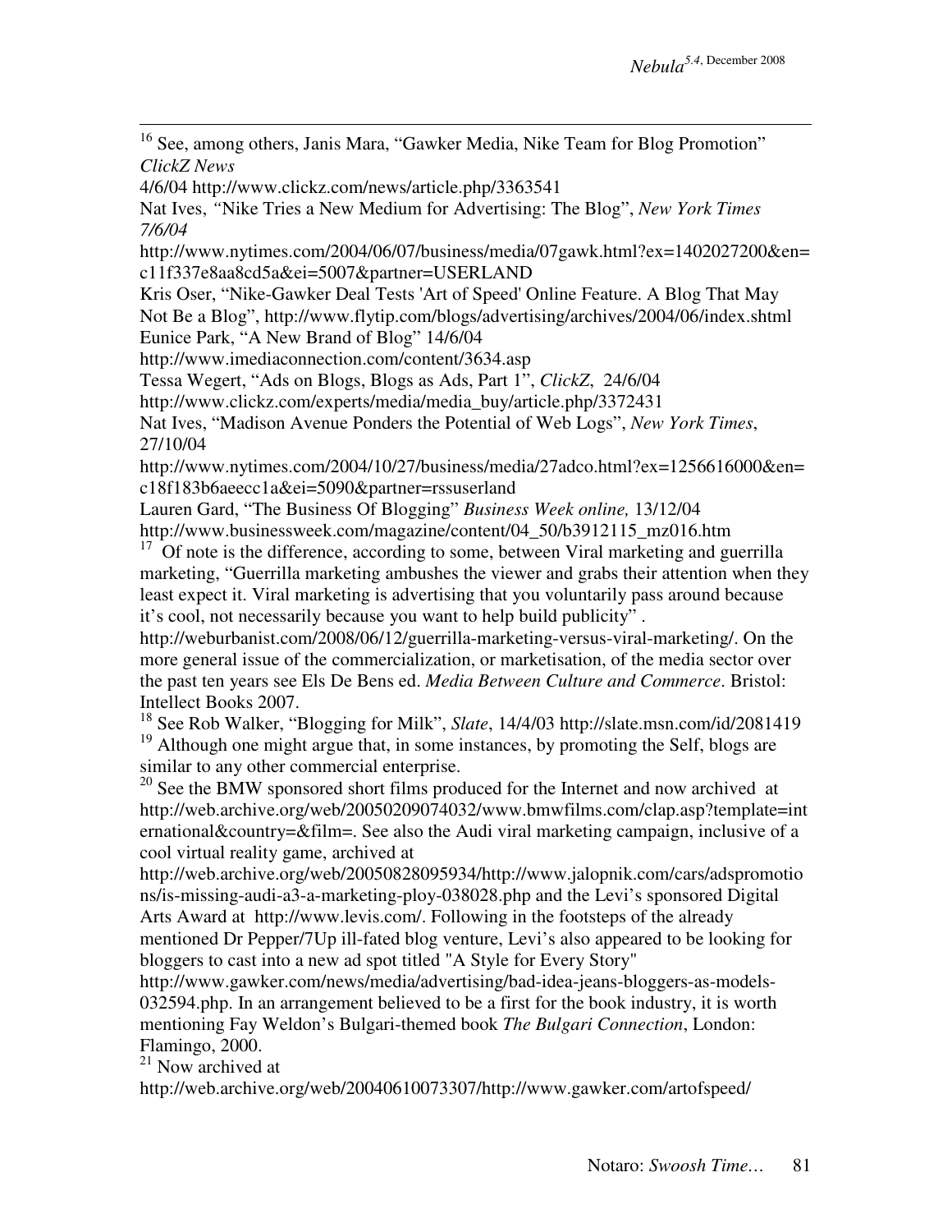[16] See, among others, Janis Mara, "Gawker Media, Nike Team for Blog Promotion" *ClickZ News*
4/6/04 http://www.clickz.com/news/article.php/3363541
Nat Ives, "Nike Tries a New Medium for Advertising: The Blog", *New York Times 7/6/04*
http://www.nytimes.com/2004/06/07/business/media/07gawk.html?ex=1402027200&en=c11f337e8aa8cd5a&ei=5007&partner=USERLAND
Kris Oser, "Nike-Gawker Deal Tests 'Art of Speed' Online Feature. A Blog That May Not Be a Blog", http://www.flytip.com/blogs/advertising/archives/2004/06/index.shtml
Eunice Park, "A New Brand of Blog" 14/6/04
http://www.imediaconnection.com/content/3634.asp
Tessa Wegert, "Ads on Blogs, Blogs as Ads, Part 1", *ClickZ*, 24/6/04
http://www.clickz.com/experts/media/media_buy/article.php/3372431
Nat Ives, "Madison Avenue Ponders the Potential of Web Logs", *New York Times*, 27/10/04
http://www.nytimes.com/2004/10/27/business/media/27adco.html?ex=1256616000&en=c18f183b6aeecc1a&ei=5090&partner=rssuserland
Lauren Gard, "The Business Of Blogging" *Business Week online,* 13/12/04
http://www.businessweek.com/magazine/content/04_50/b3912115_mz016.htm

[17] Of note is the difference, according to some, between Viral marketing and guerrilla marketing, "Guerrilla marketing ambushes the viewer and grabs their attention when they least expect it. Viral marketing is advertising that you voluntarily pass around because it's cool, not necessarily because you want to help build publicity" . http://weburbanist.com/2008/06/12/guerrilla-marketing-versus-viral-marketing/. On the more general issue of the commercialization, or marketisation, of the media sector over the past ten years see Els De Bens ed. *Media Between Culture and Commerce*. Bristol: Intellect Books 2007.

[18] See Rob Walker, "Blogging for Milk", *Slate*, 14/4/03 http://slate.msn.com/id/2081419

[19] Although one might argue that, in some instances, by promoting the Self, blogs are similar to any other commercial enterprise.

[20] See the BMW sponsored short films produced for the Internet and now archived at http://web.archive.org/web/20050209074032/www.bmwfilms.com/clap.asp?template=international&country=&film=. See also the Audi viral marketing campaign, inclusive of a cool virtual reality game, archived at http://web.archive.org/web/20050828095934/http://www.jalopnik.com/cars/adspromotions/is-missing-audi-a3-a-marketing-ploy-038028.php and the Levi's sponsored Digital Arts Award at http://www.levis.com/. Following in the footsteps of the already mentioned Dr Pepper/7Up ill-fated blog venture, Levi's also appeared to be looking for bloggers to cast into a new ad spot titled "A Style for Every Story" http://www.gawker.com/news/media/advertising/bad-idea-jeans-bloggers-as-models-032594.php. In an arrangement believed to be a first for the book industry, it is worth mentioning Fay Weldon's Bulgari-themed book *The Bulgari Connection*, London: Flamingo, 2000.

[21] Now archived at
http://web.archive.org/web/20040610073307/http://www.gawker.com/artofspeed/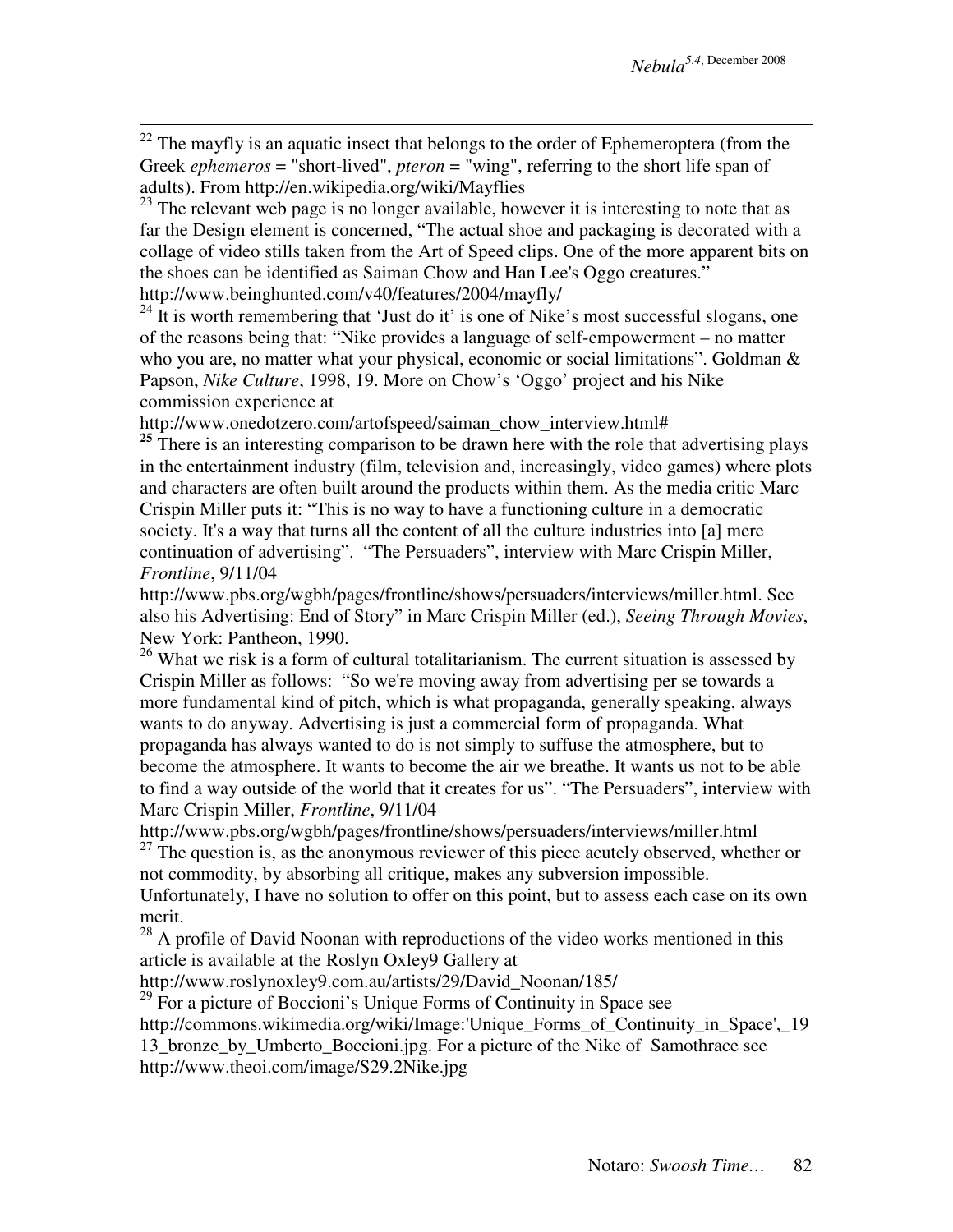[22] The mayfly is an aquatic insect that belongs to the order of Ephemeroptera (from the Greek *ephemeros* = "short-lived", *pteron* = "wing", referring to the short life span of adults). From http://en.wikipedia.org/wiki/Mayflies

[23] The relevant web page is no longer available, however it is interesting to note that as far the Design element is concerned, "The actual shoe and packaging is decorated with a collage of video stills taken from the Art of Speed clips. One of the more apparent bits on the shoes can be identified as Saiman Chow and Han Lee's Oggo creatures." http://www.beinghunted.com/v40/features/2004/mayfly/

[24] It is worth remembering that 'Just do it' is one of Nike's most successful slogans, one of the reasons being that: "Nike provides a language of self-empowerment – no matter who you are, no matter what your physical, economic or social limitations". Goldman & Papson, *Nike Culture*, 1998, 19. More on Chow's 'Oggo' project and his Nike commission experience at http://www.onedotzero.com/artofspeed/saiman_chow_interview.html#

**[25]** There is an interesting comparison to be drawn here with the role that advertising plays in the entertainment industry (film, television and, increasingly, video games) where plots and characters are often built around the products within them. As the media critic Marc Crispin Miller puts it: "This is no way to have a functioning culture in a democratic society. It's a way that turns all the content of all the culture industries into [a] mere continuation of advertising". "The Persuaders", interview with Marc Crispin Miller, *Frontline*, 9/11/04 http://www.pbs.org/wgbh/pages/frontline/shows/persuaders/interviews/miller.html. See also his Advertising: End of Story" in Marc Crispin Miller (ed.), *Seeing Through Movies*, New York: Pantheon, 1990.

[26] What we risk is a form of cultural totalitarianism. The current situation is assessed by Crispin Miller as follows: "So we're moving away from advertising per se towards a more fundamental kind of pitch, which is what propaganda, generally speaking, always wants to do anyway. Advertising is just a commercial form of propaganda. What propaganda has always wanted to do is not simply to suffuse the atmosphere, but to become the atmosphere. It wants to become the air we breathe. It wants us not to be able to find a way outside of the world that it creates for us". "The Persuaders", interview with Marc Crispin Miller, *Frontline*, 9/11/04 http://www.pbs.org/wgbh/pages/frontline/shows/persuaders/interviews/miller.html

[27] The question is, as the anonymous reviewer of this piece acutely observed, whether or not commodity, by absorbing all critique, makes any subversion impossible. Unfortunately, I have no solution to offer on this point, but to assess each case on its own merit.

[28] A profile of David Noonan with reproductions of the video works mentioned in this article is available at the Roslyn Oxley9 Gallery at http://www.roslynoxley9.com.au/artists/29/David_Noonan/185/

[29] For a picture of Boccioni's Unique Forms of Continuity in Space see http://commons.wikimedia.org/wiki/Image:'Unique_Forms_of_Continuity_in_Space',_1913_bronze_by_Umberto_Boccioni.jpg. For a picture of the Nike of Samothrace see http://www.theoi.com/image/S29.2Nike.jpg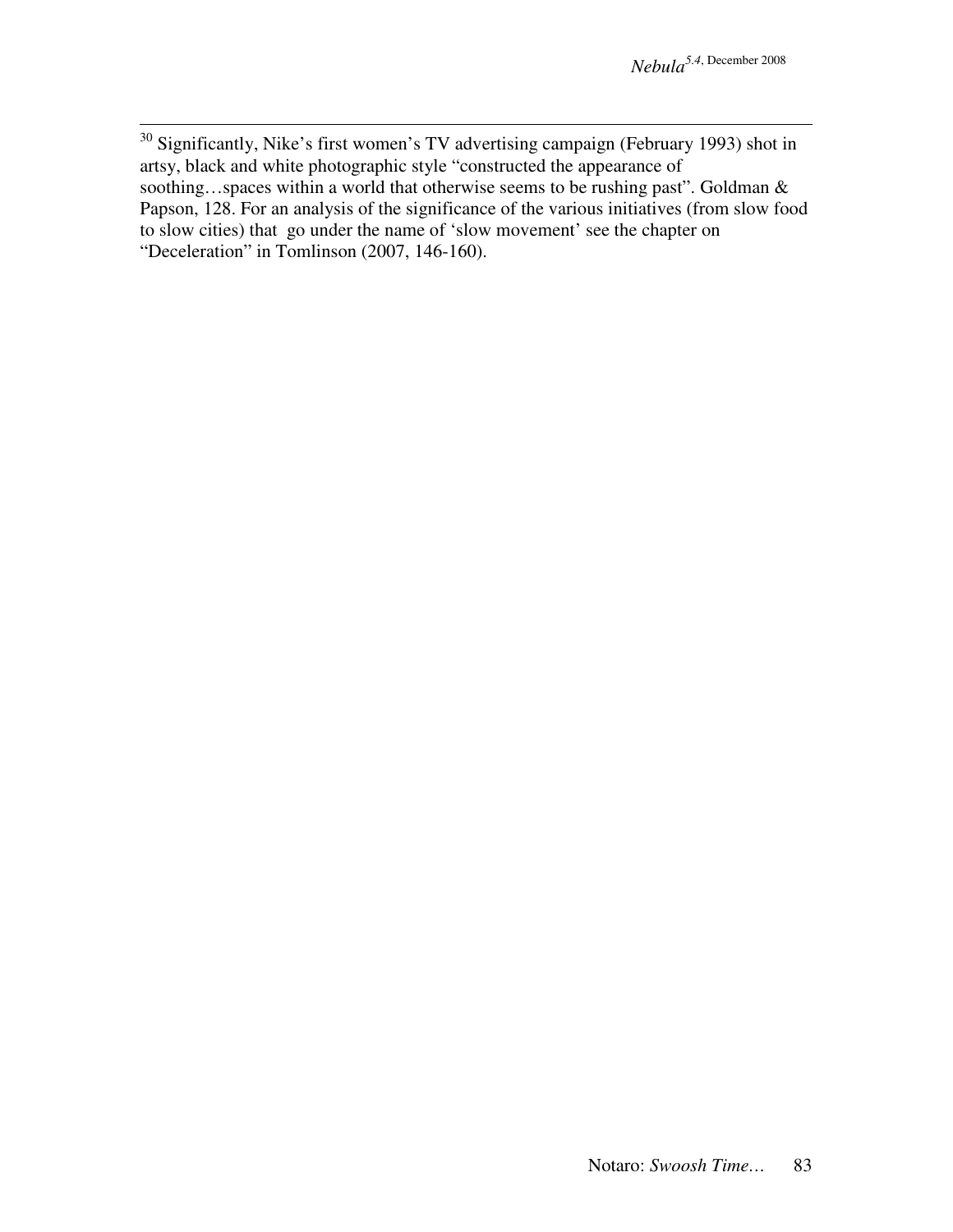[30] Significantly, Nike's first women's TV advertising campaign (February 1993) shot in artsy, black and white photographic style "constructed the appearance of soothing…spaces within a world that otherwise seems to be rushing past". Goldman & Papson, 128. For an analysis of the significance of the various initiatives (from slow food to slow cities) that go under the name of 'slow movement' see the chapter on "Deceleration" in Tomlinson (2007, 146-160).